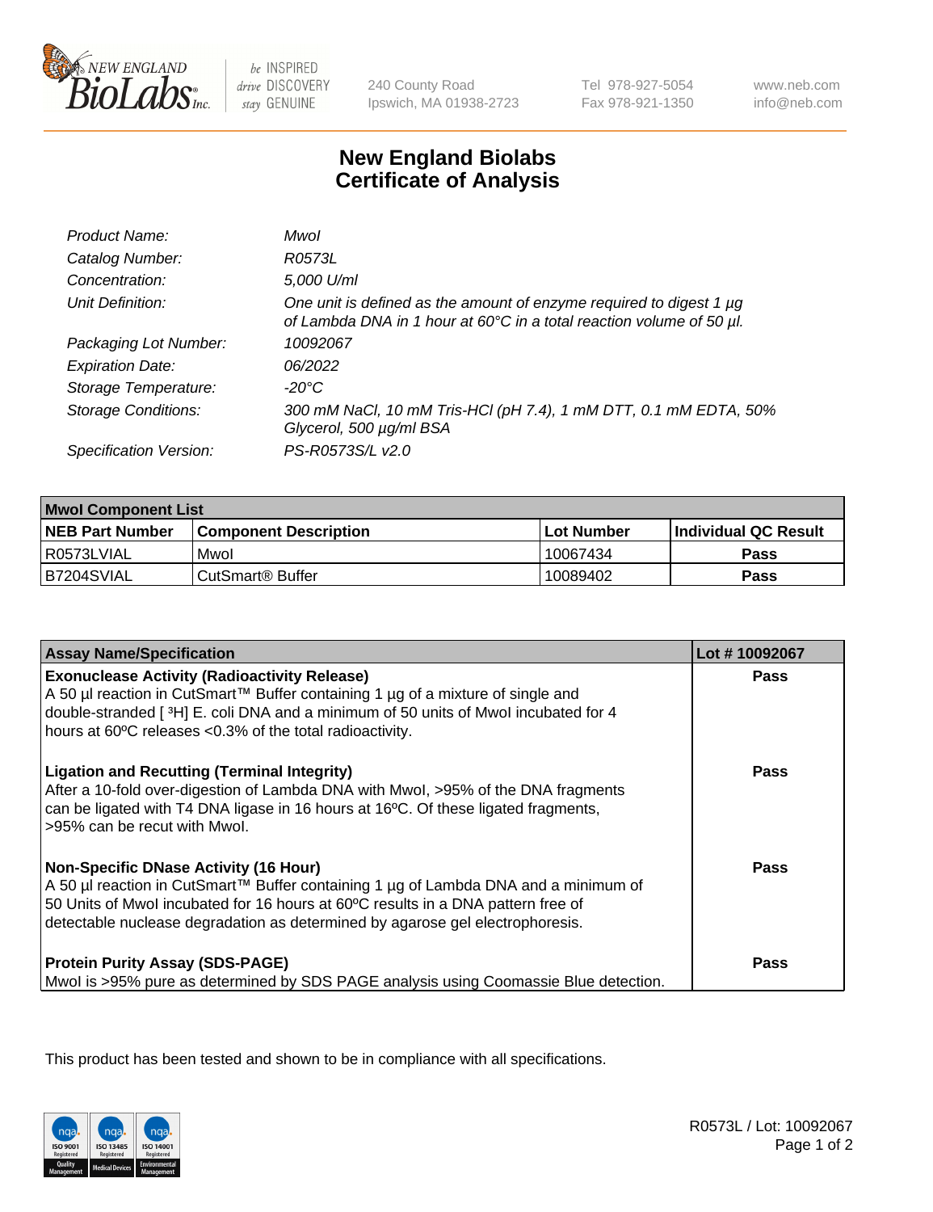New England BioLabs Inc. — be INSPIRED drive DISCOVERY stay GENUINE

240 County Road
Ipswich, MA 01938-2723

Tel 978-927-5054
Fax 978-921-1350

www.neb.com
info@neb.com

# New England Biolabs
# Certificate of Analysis

| | |
|---|---|
| *Product Name:* | *MwoI* |
| *Catalog Number:* | *R0573L* |
| *Concentration:* | *5,000 U/ml* |
| *Unit Definition:* | *One unit is defined as the amount of enzyme required to digest 1 µg of Lambda DNA in 1 hour at 60°C in a total reaction volume of 50 µl.* |
| *Packaging Lot Number:* | *10092067* |
| *Expiration Date:* | *06/2022* |
| *Storage Temperature:* | *-20°C* |
| *Storage Conditions:* | *300 mM NaCl, 10 mM Tris-HCl (pH 7.4), 1 mM DTT, 0.1 mM EDTA, 50% Glycerol, 500 µg/ml BSA* |
| *Specification Version:* | *PS-R0573S/L v2.0* |

| **MwoI Component List** | | | |
|---|---|---|---|
| **NEB Part Number** | **Component Description** | **Lot Number** | **Individual QC Result** |
| R0573LVIAL | MwoI | 10067434 | **Pass** |
| B7204SVIAL | CutSmart® Buffer | 10089402 | **Pass** |

| **Assay Name/Specification** | **Lot # 10092067** |
|---|---|
| **Exonuclease Activity (Radioactivity Release)** A 50 µl reaction in CutSmart™ Buffer containing 1 µg of a mixture of single and double-stranded [ $^3$H] E. coli DNA and a minimum of 50 units of MwoI incubated for 4 hours at 60ºC releases <0.3% of the total radioactivity. | **Pass** |
| **Ligation and Recutting (Terminal Integrity)** After a 10-fold over-digestion of Lambda DNA with MwoI, >95% of the DNA fragments can be ligated with T4 DNA ligase in 16 hours at 16ºC. Of these ligated fragments, >95% can be recut with MwoI. | **Pass** |
| **Non-Specific DNase Activity (16 Hour)** A 50 µl reaction in CutSmart™ Buffer containing 1 µg of Lambda DNA and a minimum of 50 Units of MwoI incubated for 16 hours at 60ºC results in a DNA pattern free of detectable nuclease degradation as determined by agarose gel electrophoresis. | **Pass** |
| **Protein Purity Assay (SDS-PAGE)** MwoI is >95% pure as determined by SDS PAGE analysis using Coomassie Blue detection. | **Pass** |

This product has been tested and shown to be in compliance with all specifications.

R0573L / Lot: 10092067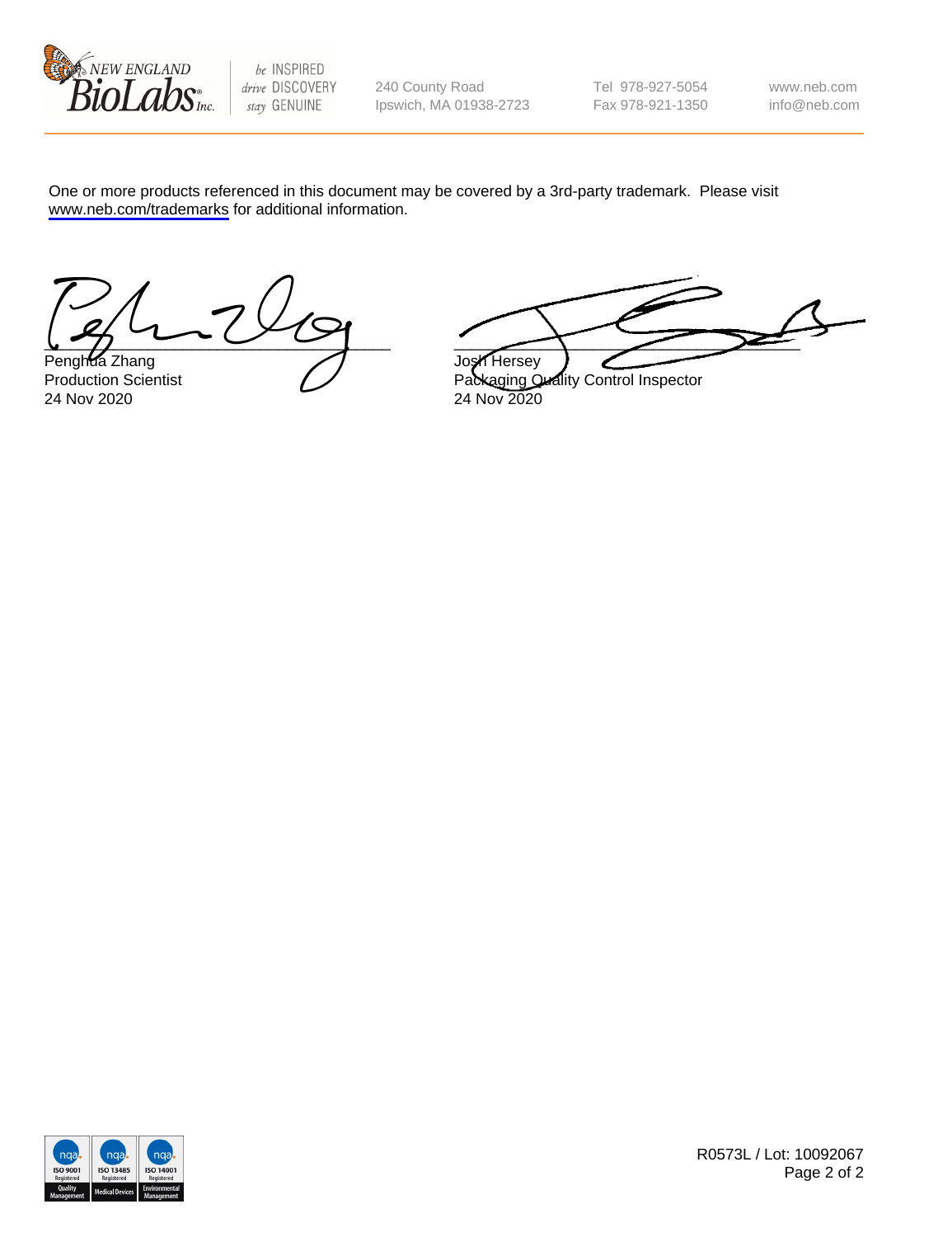One or more products referenced in this document may be covered by a 3rd-party trademark. Please visit www.neb.com/trademarks for additional information.

Penghua Zhang
Production Scientist
24 Nov 2020

Josh Hersey
Packaging Quality Control Inspector
24 Nov 2020

R0573L / Lot: 10092067